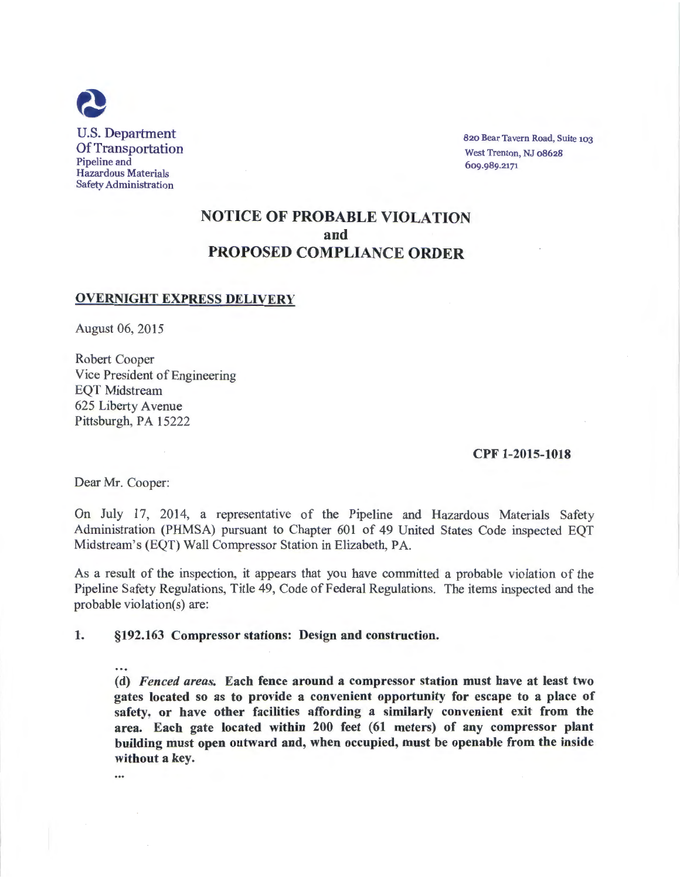U.S. Department
Of Transportation
Pipeline and
Hazardous Materials
Safety Administration

820 Bear Tavern Road, Suite 103
West Trenton, NJ 08628
609.989.2171

# NOTICE OF PROBABLE VIOLATION
# and
# PROPOSED COMPLIANCE ORDER

**OVERNIGHT EXPRESS DELIVERY**

August 06, 2015

Robert Cooper
Vice President of Engineering
EQT Midstream
625 Liberty Avenue
Pittsburgh, PA 15222

**CPF 1-2015-1018**

Dear Mr. Cooper:

On July 17, 2014, a representative of the Pipeline and Hazardous Materials Safety Administration (PHMSA) pursuant to Chapter 601 of 49 United States Code inspected EQT Midstream's (EQT) Wall Compressor Station in Elizabeth, PA.

As a result of the inspection, it appears that you have committed a probable violation of the Pipeline Safety Regulations, Title 49, Code of Federal Regulations. The items inspected and the probable violation(s) are:

1. **§192.163 Compressor stations: Design and construction.**

...

**(d)** ***Fenced areas.*** **Each fence around a compressor station must have at least two gates located so as to provide a convenient opportunity for escape to a place of safety, or have other facilities affording a similarly convenient exit from the area. Each gate located within 200 feet (61 meters) of any compressor plant building must open outward and, when occupied, must be openable from the inside without a key.**

...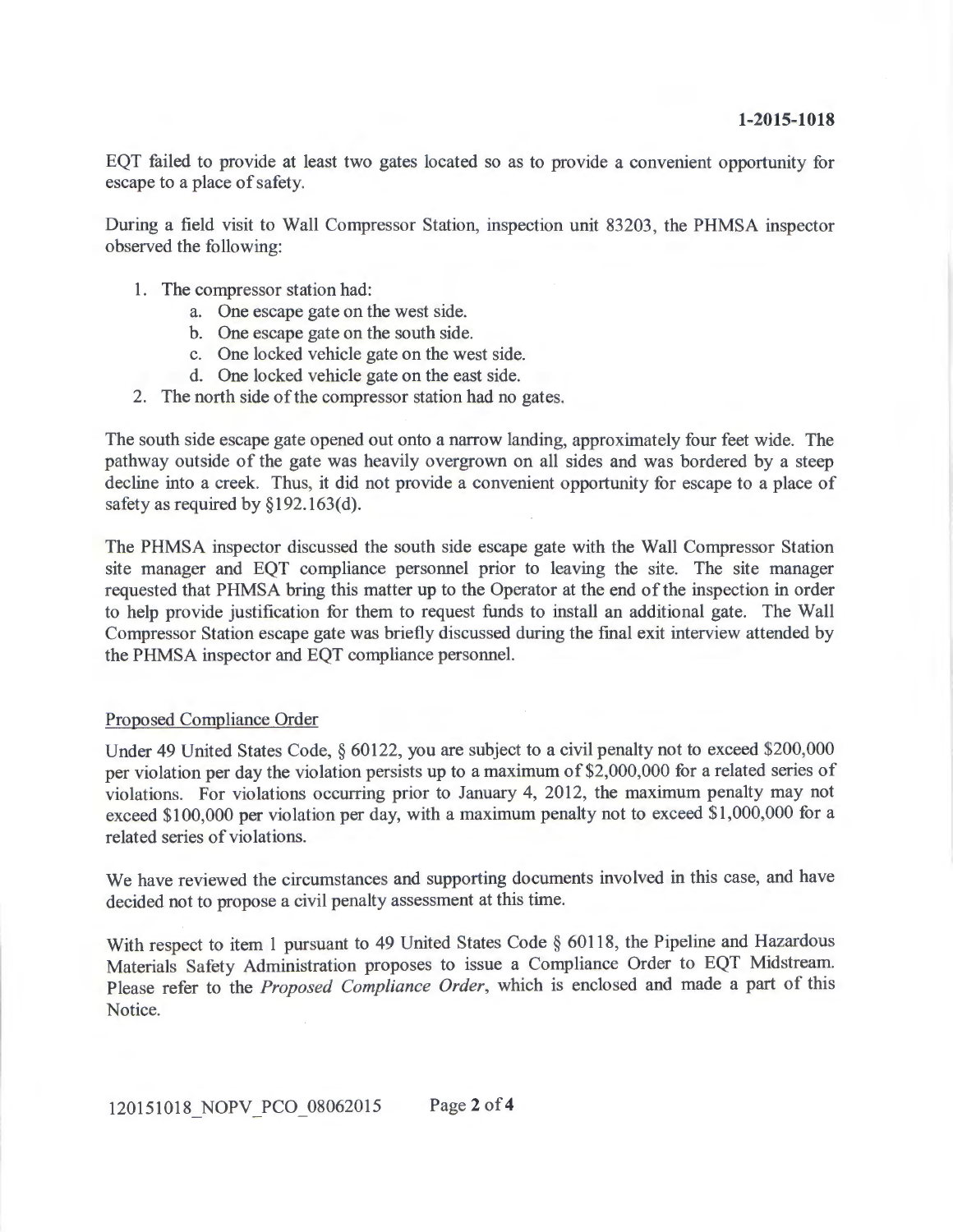EQT failed to provide at least two gates located so as to provide a convenient opportunity for escape to a place of safety.

During a field visit to Wall Compressor Station, inspection unit 83203, the PHMSA inspector observed the following:

1. The compressor station had:
   a. One escape gate on the west side.
   b. One escape gate on the south side.
   c. One locked vehicle gate on the west side.
   d. One locked vehicle gate on the east side.
2. The north side of the compressor station had no gates.

The south side escape gate opened out onto a narrow landing, approximately four feet wide. The pathway outside of the gate was heavily overgrown on all sides and was bordered by a steep decline into a creek. Thus, it did not provide a convenient opportunity for escape to a place of safety as required by §192.163(d).

The PHMSA inspector discussed the south side escape gate with the Wall Compressor Station site manager and EQT compliance personnel prior to leaving the site. The site manager requested that PHMSA bring this matter up to the Operator at the end of the inspection in order to help provide justification for them to request funds to install an additional gate. The Wall Compressor Station escape gate was briefly discussed during the final exit interview attended by the PHMSA inspector and EQT compliance personnel.

Proposed Compliance Order

Under 49 United States Code, § 60122, you are subject to a civil penalty not to exceed $200,000 per violation per day the violation persists up to a maximum of $2,000,000 for a related series of violations. For violations occurring prior to January 4, 2012, the maximum penalty may not exceed $100,000 per violation per day, with a maximum penalty not to exceed $1,000,000 for a related series of violations.

We have reviewed the circumstances and supporting documents involved in this case, and have decided not to propose a civil penalty assessment at this time.

With respect to item 1 pursuant to 49 United States Code § 60118, the Pipeline and Hazardous Materials Safety Administration proposes to issue a Compliance Order to EQT Midstream. Please refer to the *Proposed Compliance Order*, which is enclosed and made a part of this Notice.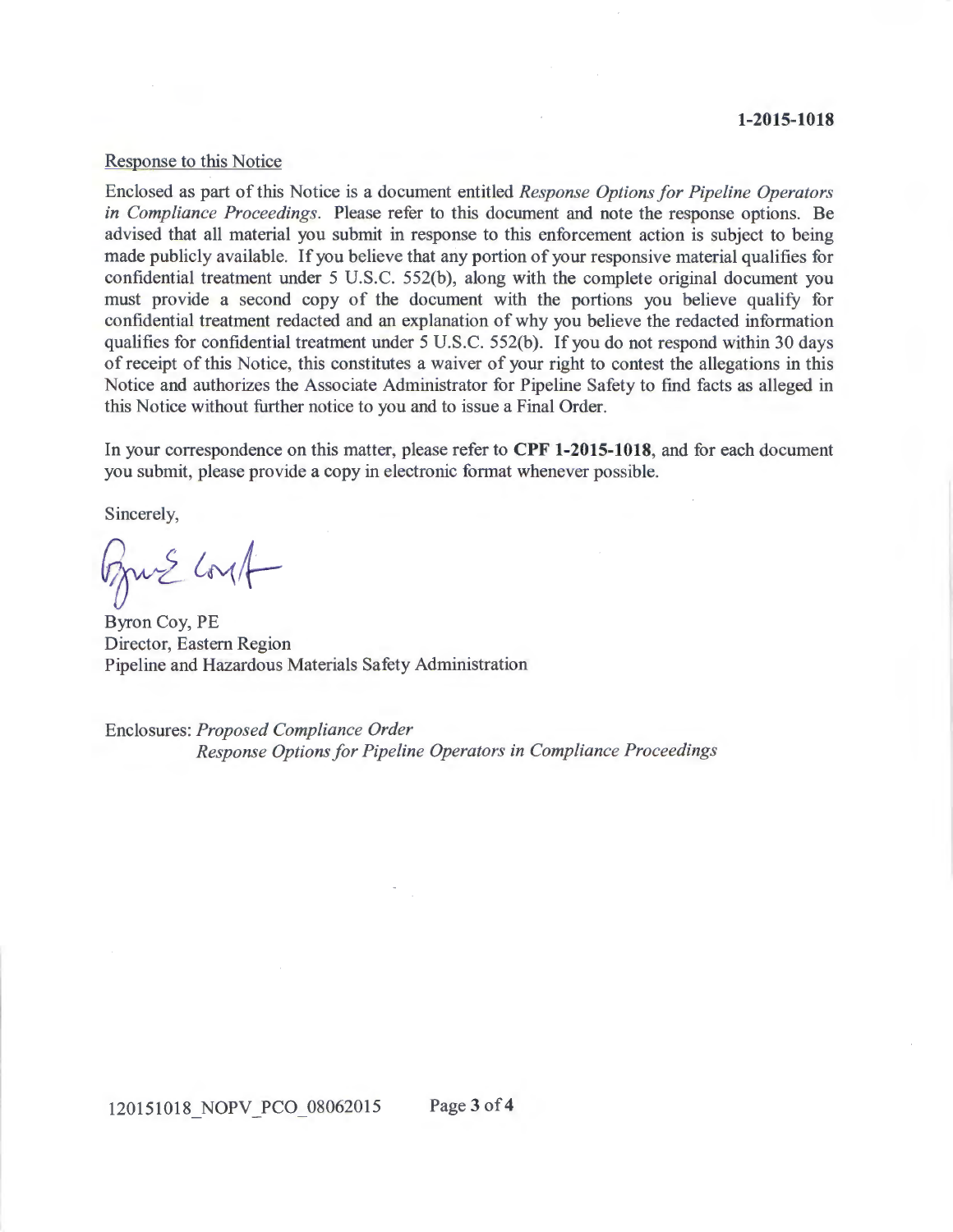Response to this Notice

Enclosed as part of this Notice is a document entitled *Response Options for Pipeline Operators in Compliance Proceedings*. Please refer to this document and note the response options. Be advised that all material you submit in response to this enforcement action is subject to being made publicly available. If you believe that any portion of your responsive material qualifies for confidential treatment under 5 U.S.C. 552(b), along with the complete original document you must provide a second copy of the document with the portions you believe qualify for confidential treatment redacted and an explanation of why you believe the redacted information qualifies for confidential treatment under 5 U.S.C. 552(b). If you do not respond within 30 days of receipt of this Notice, this constitutes a waiver of your right to contest the allegations in this Notice and authorizes the Associate Administrator for Pipeline Safety to find facts as alleged in this Notice without further notice to you and to issue a Final Order.

In your correspondence on this matter, please refer to **CPF 1-2015-1018**, and for each document you submit, please provide a copy in electronic format whenever possible.

Sincerely,

Byron Coy, PE
Director, Eastern Region
Pipeline and Hazardous Materials Safety Administration

Enclosures: *Proposed Compliance Order*
*Response Options for Pipeline Operators in Compliance Proceedings*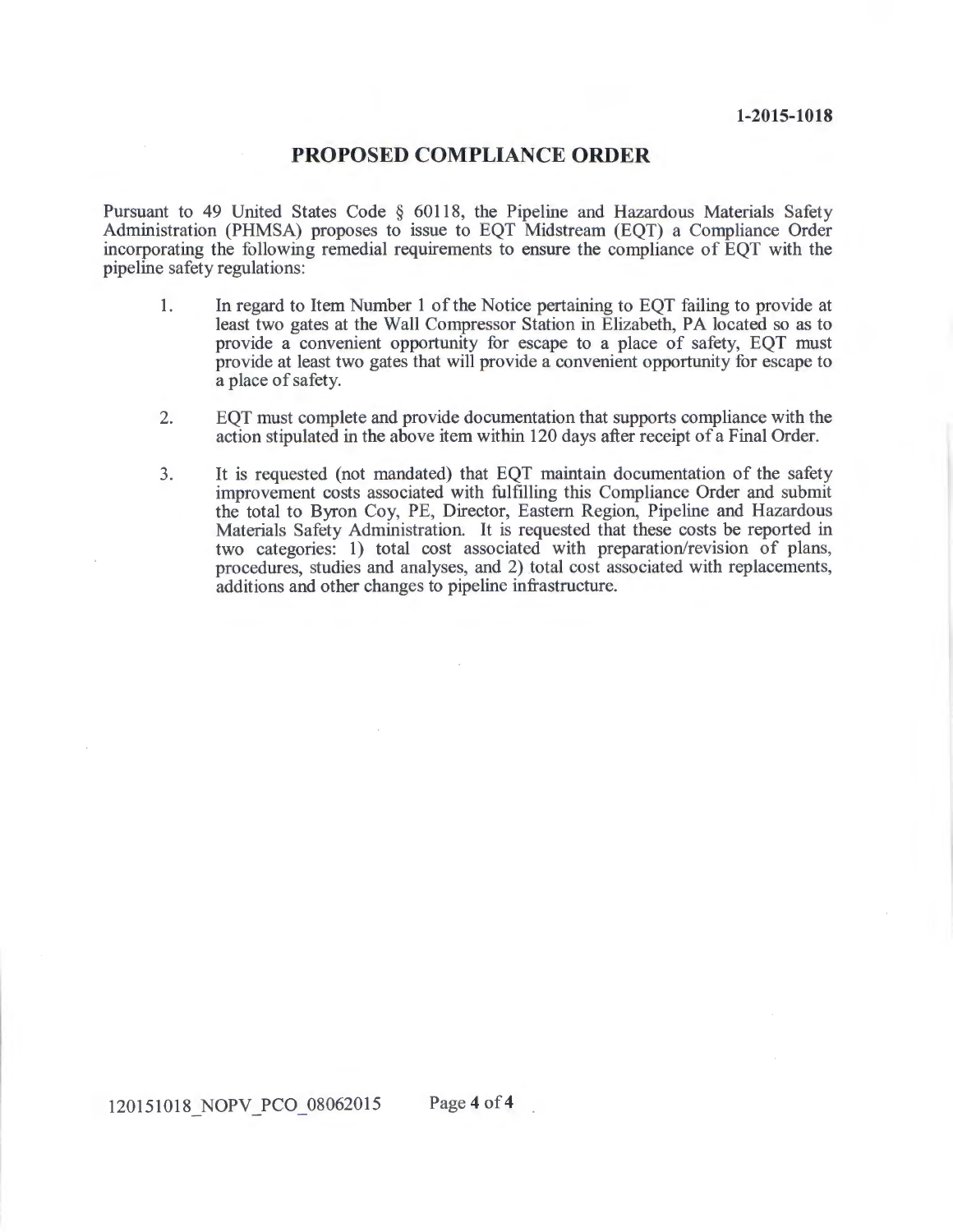1-2015-1018

## PROPOSED COMPLIANCE ORDER

Pursuant to 49 United States Code § 60118, the Pipeline and Hazardous Materials Safety Administration (PHMSA) proposes to issue to EQT Midstream (EQT) a Compliance Order incorporating the following remedial requirements to ensure the compliance of EQT with the pipeline safety regulations:

1. In regard to Item Number 1 of the Notice pertaining to EQT failing to provide at least two gates at the Wall Compressor Station in Elizabeth, PA located so as to provide a convenient opportunity for escape to a place of safety, EQT must provide at least two gates that will provide a convenient opportunity for escape to a place of safety.

2. EQT must complete and provide documentation that supports compliance with the action stipulated in the above item within 120 days after receipt of a Final Order.

3. It is requested (not mandated) that EQT maintain documentation of the safety improvement costs associated with fulfilling this Compliance Order and submit the total to Byron Coy, PE, Director, Eastern Region, Pipeline and Hazardous Materials Safety Administration. It is requested that these costs be reported in two categories: 1) total cost associated with preparation/revision of plans, procedures, studies and analyses, and 2) total cost associated with replacements, additions and other changes to pipeline infrastructure.

120151018_NOPV_PCO_08062015